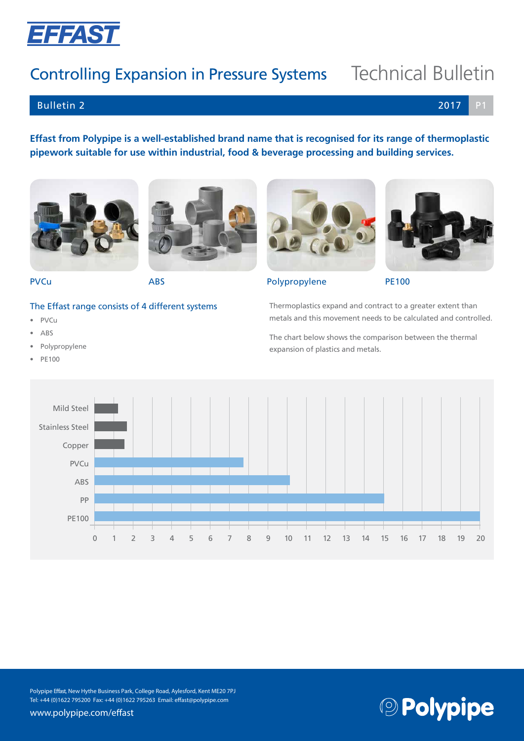EFFAST

# Controlling Expansion in Pressure Systems

Technical Bulletin

Bulletin 2 2017

**Effast from Polypipe is a well-established brand name that is recognised for its range of thermoplastic pipework suitable for use within industrial, food & beverage processing and building services.**

PVCu

ABS

Polypropylene

PE100

## The Effast range consists of 4 different systems

- PVCu
- ABS
- Polypropylene
- PE100

Thermoplastics expand and contract to a greater extent than metals and this movement needs to be calculated and controlled.

The chart below shows the comparison between the thermal expansion of plastics and metals.

| Material | Thermal expansion (approx.) |
|---|---|
| Mild Steel | 1.2 |
| Stainless Steel | 1.7 |
| Copper | 1.6 |
| PVCu | 7.7 |
| ABS | 10.1 |
| PP | 15 |
| PE100 | 20 |

Polypipe Effast, New Hythe Business Park, College Road, Aylesford, Kent ME20 7PJ
Tel: +44 (0)1622 795200 Fax: +44 (0)1622 795263 Email: effast@polypipe.com
www.polypipe.com/effast

Polypipe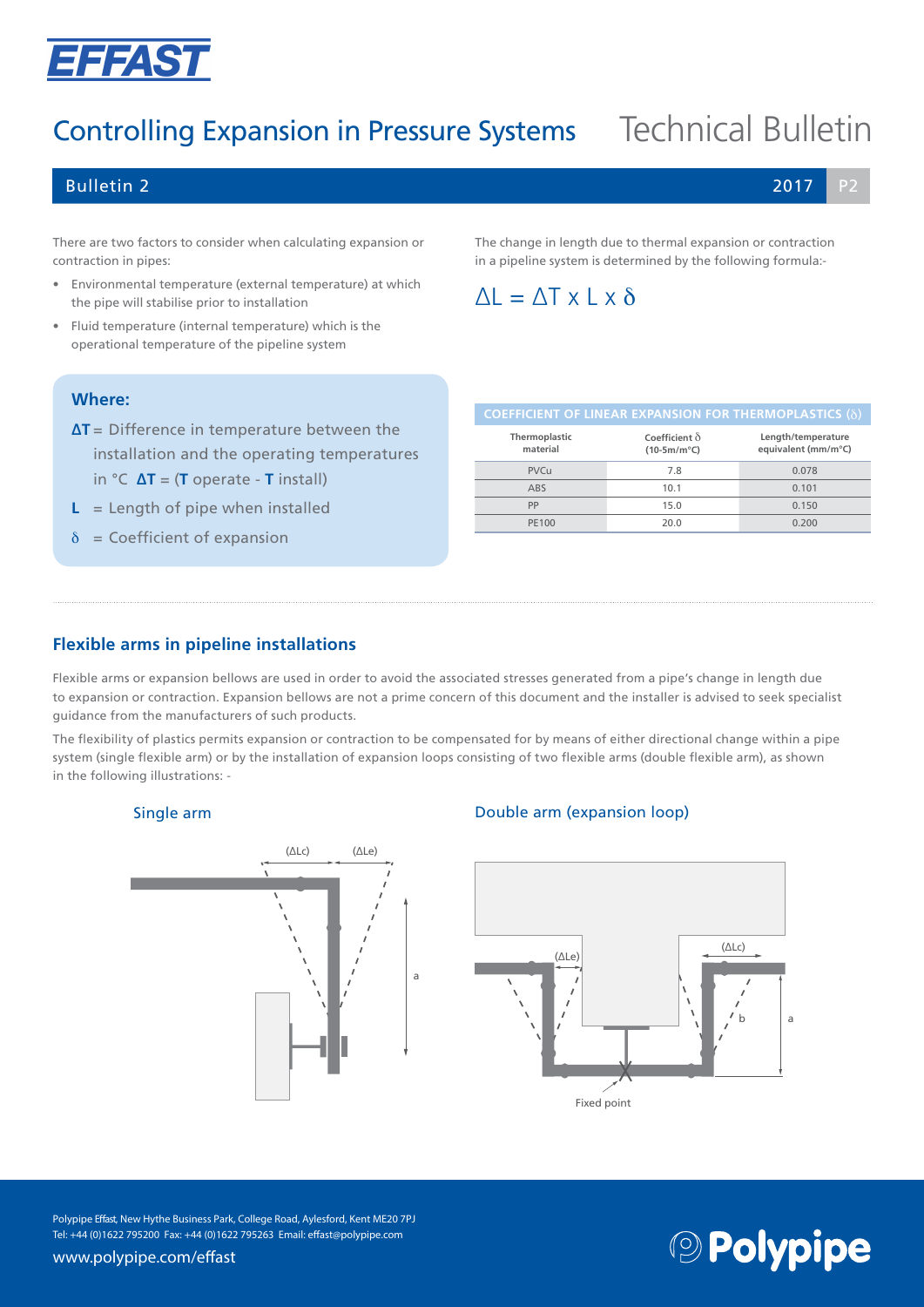# Controlling Expansion in Pressure Systems

Technical Bulletin

Bulletin 2

There are two factors to consider when calculating expansion or contraction in pipes:

- Environmental temperature (external temperature) at which the pipe will stabilise prior to installation
- Fluid temperature (internal temperature) which is the operational temperature of the pipeline system

The change in length due to thermal expansion or contraction in a pipeline system is determined by the following formula:-

$$\Delta L = \Delta T \times L \times \delta$$

**Where:**

**ΔT** = Difference in temperature between the installation and the operating temperatures in °C **ΔT** = (**T** operate - **T** install)

**L** = Length of pipe when installed

δ = Coefficient of expansion

**COEFFICIENT OF LINEAR EXPANSION FOR THERMOPLASTICS (δ)**

| Thermoplastic material | Coefficient δ (10-5m/m°C) | Length/temperature equivalent (mm/m°C) |
|---|---|---|
| PVCu | 7.8 | 0.078 |
| ABS | 10.1 | 0.101 |
| PP | 15.0 | 0.150 |
| PE100 | 20.0 | 0.200 |

## Flexible arms in pipeline installations

Flexible arms or expansion bellows are used in order to avoid the associated stresses generated from a pipe's change in length due to expansion or contraction. Expansion bellows are not a prime concern of this document and the installer is advised to seek specialist guidance from the manufacturers of such products.

The flexibility of plastics permits expansion or contraction to be compensated for by means of either directional change within a pipe system (single flexible arm) or by the installation of expansion loops consisting of two flexible arms (double flexible arm), as shown in the following illustrations: -

### Single arm

(ΔLc) (ΔLe) a

### Double arm (expansion loop)

(ΔLe) (ΔLc) b a

Fixed point

Polypipe Effast, New Hythe Business Park, College Road, Aylesford, Kent ME20 7PJ
Tel: +44 (0)1622 795200 Fax: +44 (0)1622 795263 Email: effast@polypipe.com

www.polypipe.com/effast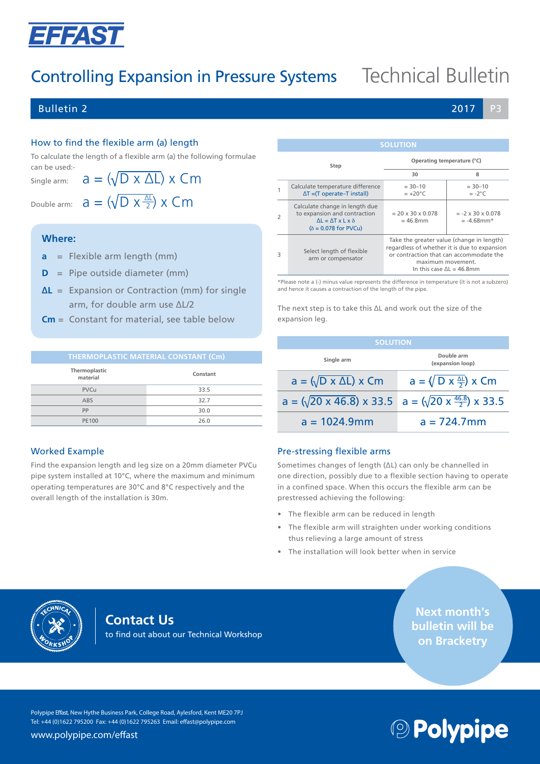# Controlling Expansion in Pressure Systems

Technical Bulletin

Bulletin 2

## How to find the flexible arm (a) length

To calculate the length of a flexible arm (a) the following formulae can be used:-

Single arm: $a = (\sqrt{D \times \Delta L}) \times Cm$

Double arm: $a = (\sqrt{D \times \frac{\Delta L}{2}}) \times Cm$

### Where:

- **a** = Flexible arm length (mm)
- **D** = Pipe outside diameter (mm)
- **ΔL** = Expansion or Contraction (mm) for single arm, for double arm use ΔL/2
- **Cm** = Constant for material, see table below

**THERMOPLASTIC MATERIAL CONSTANT (Cm)**

| Thermoplastic material | Constant |
|---|---|
| PVCu | 33.5 |
| ABS | 32.7 |
| PP | 30.0 |
| PE100 | 26.0 |

## Worked Example

Find the expansion length and leg size on a 20mm diameter PVCu pipe system installed at 10°C, where the maximum and minimum operating temperatures are 30°C and 8°C respectively and the overall length of the installation is 30m.

**SOLUTION**

| | Step | Operating temperature (°C) | |
|---|---|---|---|
| | | 30 | 8 |
| 1 | Calculate temperature difference ΔT =(T operate–T install) | = 30–10 = +20°C | = 30–10 = -2°C |
| 2 | Calculate change in length due to expansion and contraction ΔL = ΔT x L x δ (δ = 0.078 for PVCu) | = 20 x 30 x 0.078 = 46.8mm | = -2 x 30 x 0.078 = -4.68mm* |
| 3 | Select length of flexible arm or compensator | Take the greater value (change in length) regardless of whether it is due to expansion or contraction that can accommodate the maximum movement. In this case ΔL = 46.8mm | |

*Please note a (-) minus value represents the difference in temperature (it is not a subzero) and hence it causes a contraction of the length of the pipe.

The next step is to take this ΔL and work out the size of the expansion leg.

**SOLUTION**

| Single arm | Double arm (expansion loop) |
|---|---|
| $a = (\sqrt{D \times \Delta L}) \times Cm$ | $a = (\sqrt{D \times \frac{\Delta L}{2}}) \times Cm$ |
| $a = (\sqrt{20 \times 46.8}) \times 33.5$ | $a = (\sqrt{20 \times \frac{46.8}{2}}) \times 33.5$ |
| a = 1024.9mm | a = 724.7mm |

## Pre-stressing flexible arms

Sometimes changes of length (ΔL) can only be channelled in one direction, possibly due to a flexible section having to operate in a confined space. When this occurs the flexible arm can be prestressed achieving the following:

- The flexible arm can be reduced in length
- The flexible arm will straighten under working conditions thus relieving a large amount of stress
- The installation will look better when in service

**Contact Us**
to find out about our Technical Workshop

Next month's bulletin will be on Bracketry

Polypipe Effast, New Hythe Business Park, College Road, Aylesford, Kent ME20 7PJ
Tel: +44 (0)1622 795200 Fax: +44 (0)1622 795263 Email: effast@polypipe.com

www.polypipe.com/effast